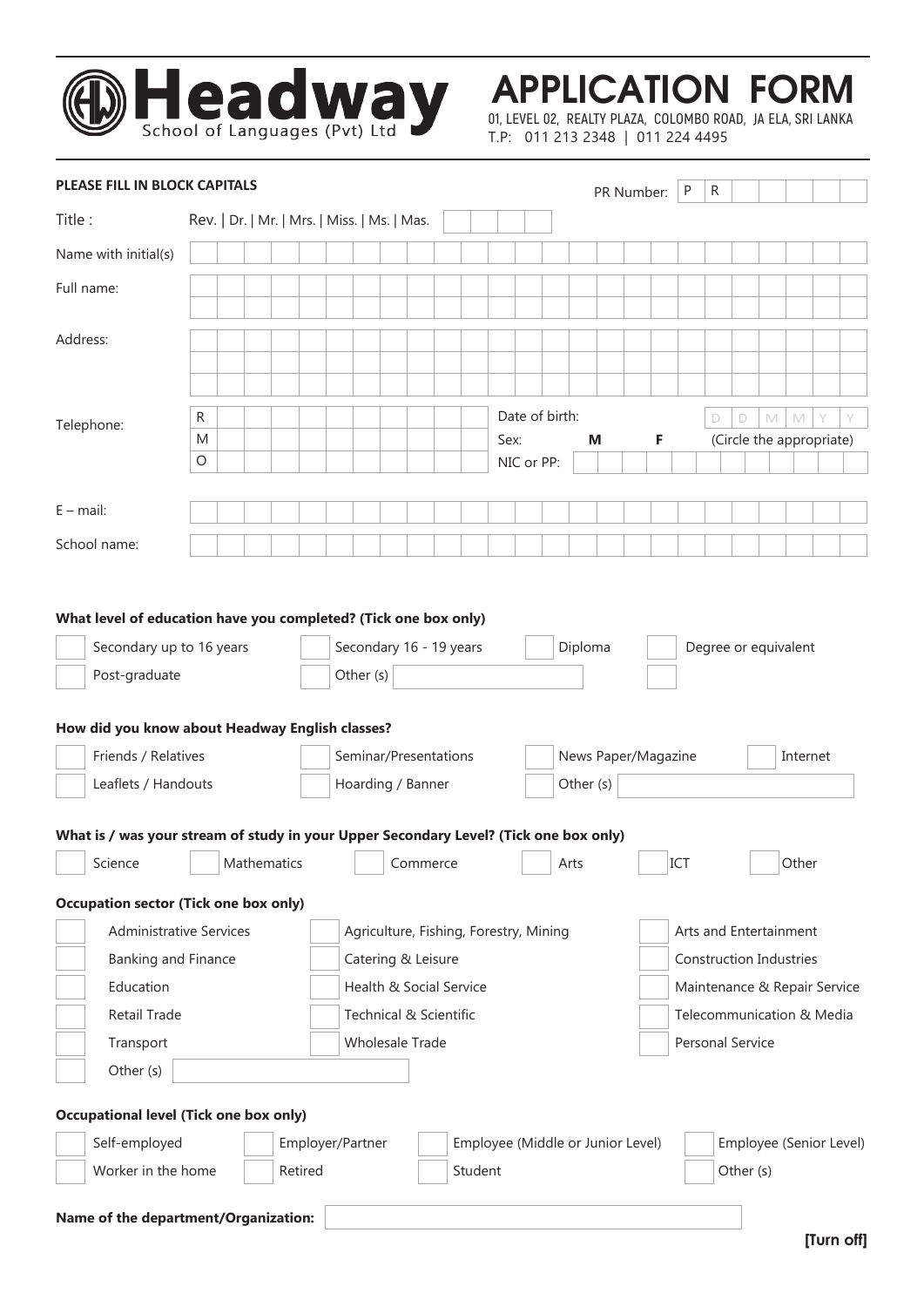# Headway

School of Languages (Pvt) Ltd

# APPLICATION FORM

01, LEVEL 02, REALTY PLAZA, COLOMBO ROAD, JA ELA, SRI LANKA
T.P: 011 213 2348 | 011 224 4495

**PLEASE FILL IN BLOCK CAPITALS**

PR Number: P R

Title : Rev. | Dr. | Mr. | Mrs. | Miss. | Ms. | Mas.

Name with initial(s)

Full name:

Address:

Telephone: R / M / O

Date of birth: D D M M Y Y

Sex: **M** **F** (Circle the appropriate)

NIC or PP:

E – mail:

School name:

**What level of education have you completed? (Tick one box only)**

- [ ] Secondary up to 16 years
- [ ] Secondary 16 - 19 years
- [ ] Diploma
- [ ] Degree or equivalent
- [ ] Post-graduate
- [ ] Other (s)

**How did you know about Headway English classes?**

- [ ] Friends / Relatives
- [ ] Seminar/Presentations
- [ ] News Paper/Magazine
- [ ] Internet
- [ ] Leaflets / Handouts
- [ ] Hoarding / Banner
- [ ] Other (s)

**What is / was your stream of study in your Upper Secondary Level? (Tick one box only)**

- [ ] Science
- [ ] Mathematics
- [ ] Commerce
- [ ] Arts
- [ ] ICT
- [ ] Other

**Occupation sector (Tick one box only)**

- [ ] Administrative Services
- [ ] Agriculture, Fishing, Forestry, Mining
- [ ] Arts and Entertainment
- [ ] Banking and Finance
- [ ] Catering & Leisure
- [ ] Construction Industries
- [ ] Education
- [ ] Health & Social Service
- [ ] Maintenance & Repair Service
- [ ] Retail Trade
- [ ] Technical & Scientific
- [ ] Telecommunication & Media
- [ ] Transport
- [ ] Wholesale Trade
- [ ] Personal Service
- [ ] Other (s)

**Occupational level (Tick one box only)**

- [ ] Self-employed
- [ ] Employer/Partner
- [ ] Employee (Middle or Junior Level)
- [ ] Employee (Senior Level)
- [ ] Worker in the home
- [ ] Retired
- [ ] Student
- [ ] Other (s)

**Name of the department/Organization:**

**[Turn off]**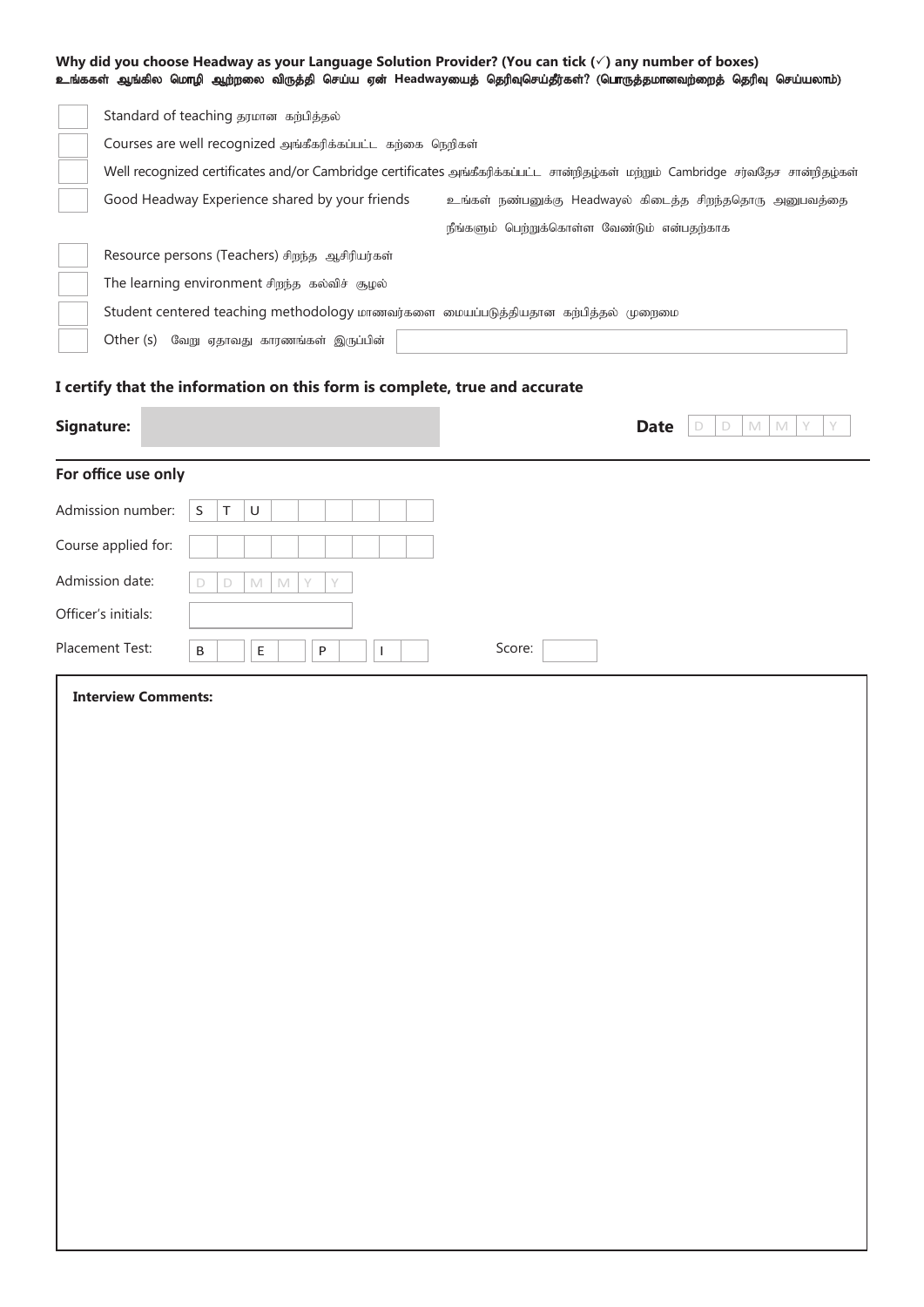**Why did you choose Headway as your Language Solution Provider? (You can tick (✓) any number of boxes)**
**உங்ககள் ஆங்கில மொழி ஆற்றலை விருத்தி செய்ய ஏன் Headwayயைத் தெரிவுசெய்தீர்கள்? (பொருத்தமானவற்றைத் தெரிவு செய்யலாம்)**

- [ ] Standard of teaching தரமான கற்பித்தல்
- [ ] Courses are well recognized அங்கீகரிக்கப்பட்ட கற்கை நெறிகள்
- [ ] Well recognized certificates and/or Cambridge certificates அங்கீகரிக்கப்பட்ட சான்றிதழ்கள் மற்றும் Cambridge சர்வதேச சான்றிதழ்கள்
- [ ] Good Headway Experience shared by your friends உங்கள் நண்பனுக்கு Headwayல் கிடைத்த சிறந்ததொரு அனுபவத்தை நீங்களும் பெற்றுக்கொள்ள வேண்டும் என்பதற்காக
- [ ] Resource persons (Teachers) சிறந்த ஆசிரியர்கள்
- [ ] The learning environment சிறந்த கல்விச் சூழல்
- [ ] Student centered teaching methodology மாணவர்களை மையப்படுத்தியதான கற்பித்தல் முறைமை
- [ ] Other (s) வேறு ஏதாவது காரணங்கள் இருப்பின் ______________________

**I certify that the information on this form is complete, true and accurate**

**Signature:** ______________________ **Date** D D M M Y Y

## For office use only

| | |
|---|---|
| Admission number: | S T U _ _ _ _ _ _ _ |
| Course applied for: | |
| Admission date: | D D M M Y Y |
| Officer's initials: | |
| Placement Test: | B ___ E ___ P ___ I ___ Score: ___ |

**Interview Comments:**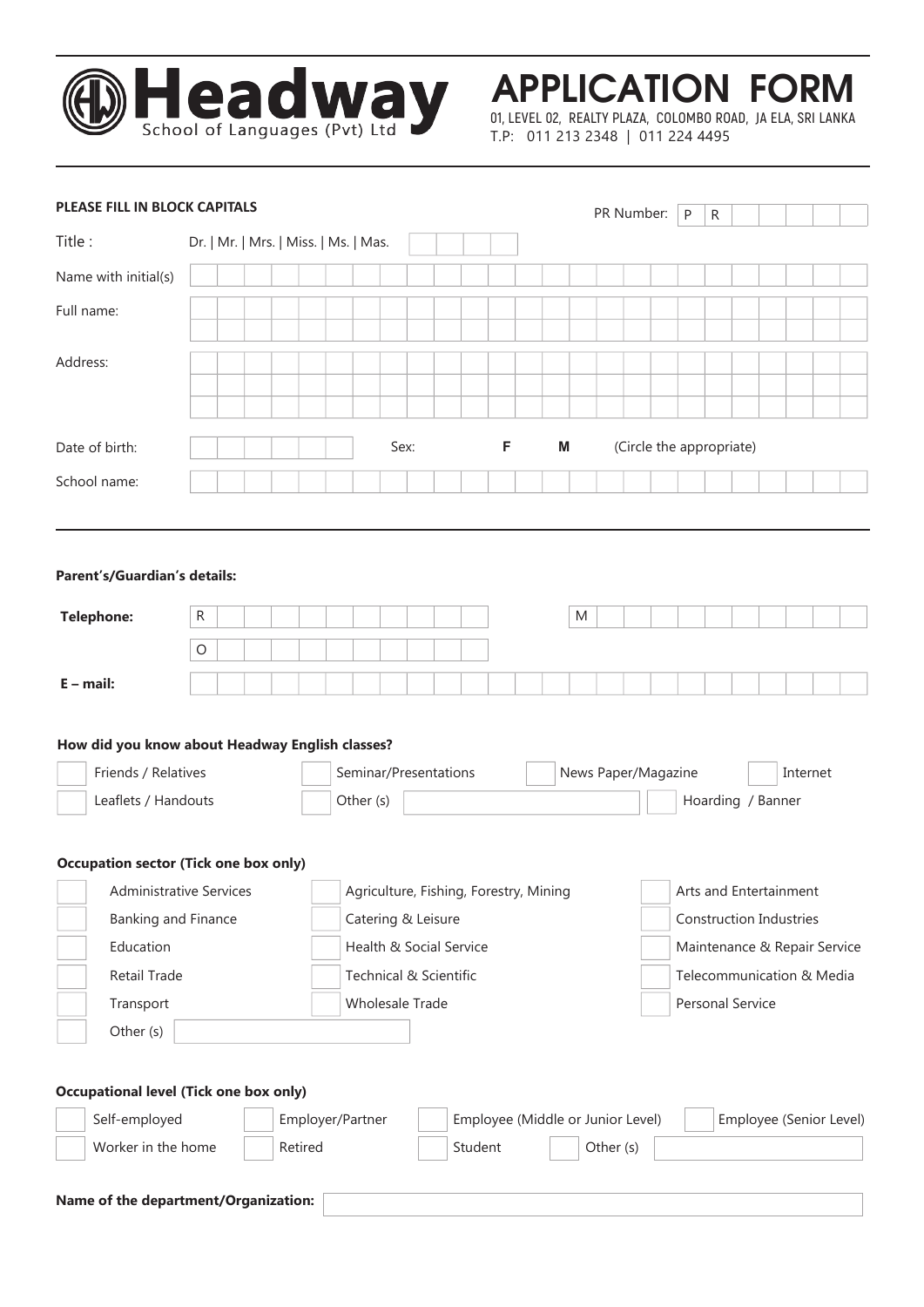# Headway
School of Languages (Pvt) Ltd

# APPLICATION FORM

01, LEVEL 02, REALTY PLAZA, COLOMBO ROAD, JA ELA, SRI LANKA
T.P: 011 213 2348 | 011 224 4495

**PLEASE FILL IN BLOCK CAPITALS**

PR Number: P R

Title : Dr. | Mr. | Mrs. | Miss. | Ms. | Mas.

Name with initial(s)

Full name:

Address:

Date of birth:     Sex: **F** **M** (Circle the appropriate)

School name:

**Parent's/Guardian's details:**

**Telephone:** R     M

O

**E – mail:**

**How did you know about Headway English classes?**

- Friends / Relatives
- Seminar/Presentations
- News Paper/Magazine
- Internet
- Leaflets / Handouts
- Other (s)
- Hoarding / Banner

**Occupation sector (Tick one box only)**

- Administrative Services
- Agriculture, Fishing, Forestry, Mining
- Arts and Entertainment
- Banking and Finance
- Catering & Leisure
- Construction Industries
- Education
- Health & Social Service
- Maintenance & Repair Service
- Retail Trade
- Technical & Scientific
- Telecommunication & Media
- Transport
- Wholesale Trade
- Personal Service
- Other (s)

**Occupational level (Tick one box only)**

- Self-employed
- Employer/Partner
- Employee (Middle or Junior Level)
- Employee (Senior Level)
- Worker in the home
- Retired
- Student
- Other (s)

**Name of the department/Organization:**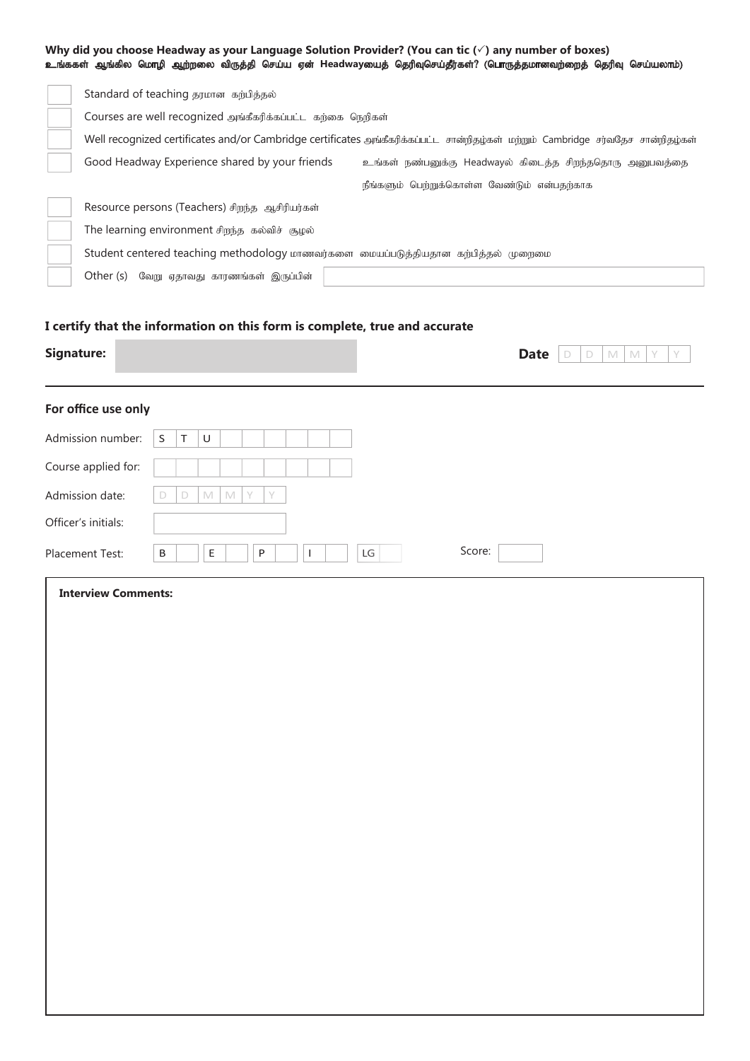**Why did you choose Headway as your Language Solution Provider? (You can tic (✓) any number of boxes)**
**உங்ககள் ஆங்கில மொழி ஆற்றலை விருத்தி செய்ய ஏன் Headwayயைத் தெரிவுசெய்தீர்கள்? (பொருத்தமானவற்றைத் தெரிவு செய்யலாம்)**

- [ ] Standard of teaching தரமான கற்பித்தல்
- [ ] Courses are well recognized அங்கீகரிக்கப்பட்ட கற்கை நெறிகள்
- [ ] Well recognized certificates and/or Cambridge certificates அங்கீகரிக்கப்பட்ட சான்றிதழ்கள் மற்றும் Cambridge சர்வதேச சான்றிதழ்கள்
- [ ] Good Headway Experience shared by your friends உங்கள் நண்பனுக்கு Headwayல் கிடைத்த சிறந்ததொரு அனுபவத்தை நீங்களும் பெற்றுக்கொள்ள வேண்டும் என்பதற்காக
- [ ] Resource persons (Teachers) சிறந்த ஆசிரியர்கள்
- [ ] The learning environment சிறந்த கல்விச் சூழல்
- [ ] Student centered teaching methodology மாணவர்களை மையப்படுத்தியதான கற்பித்தல் முறைமை
- [ ] Other (s) வேறு ஏதாவது காரணங்கள் இருப்பின் ____________________

**I certify that the information on this form is complete, true and accurate**

**Signature:** ____________________ **Date** D D M M Y Y

---

**For office use only**

Admission number: S T U

Course applied for:

Admission date: D D M M Y Y

Officer's initials:

Placement Test: B ___ E ___ P ___ I ___ LG ___ Score: ___

**Interview Comments:**